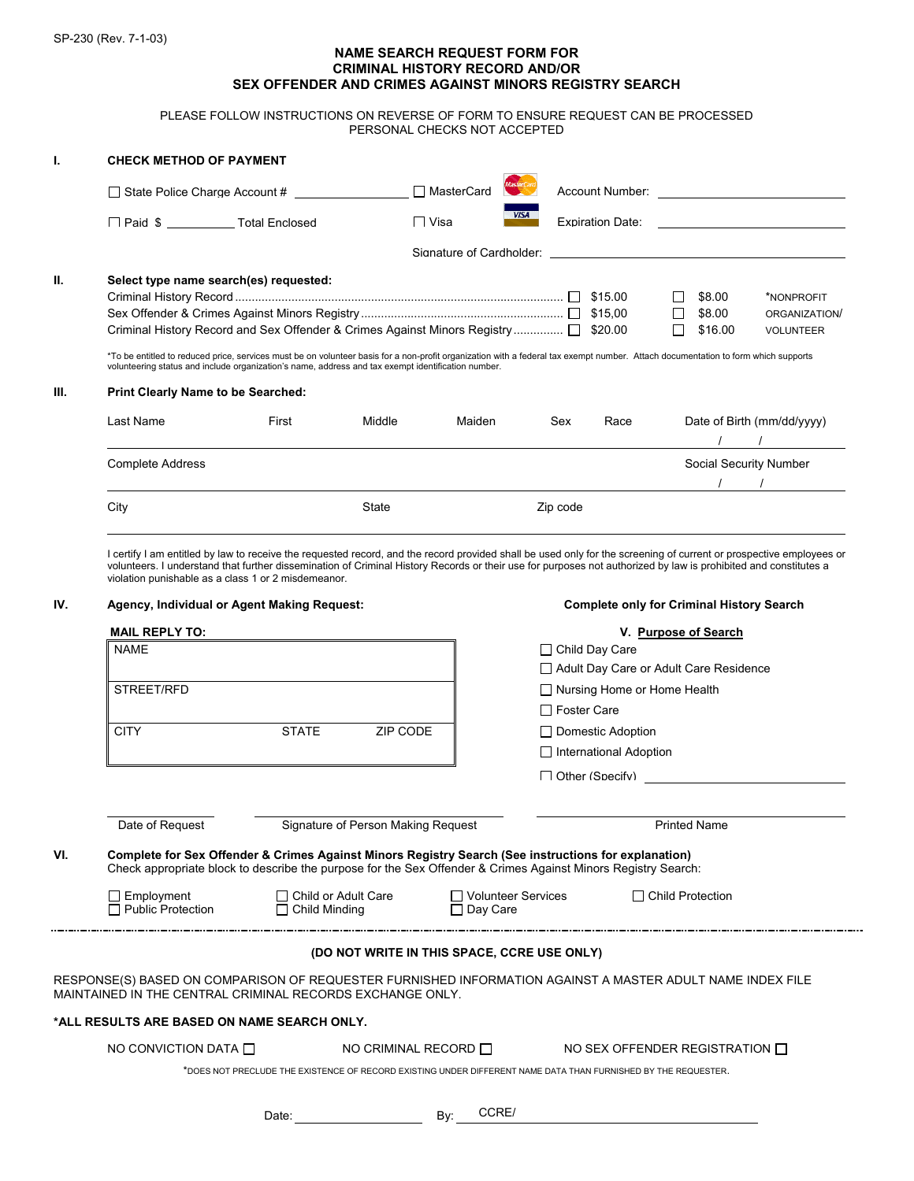SP-230 (Rev. 7-1-03)

# NAME SEARCH REQUEST FORM FOR CRIMINAL HISTORY RECORD AND/OR SEX OFFENDER AND CRIMES AGAINST MINORS REGISTRY SEARCH

PLEASE FOLLOW INSTRUCTIONS ON REVERSE OF FORM TO ENSURE REQUEST CAN BE PROCESSED
PERSONAL CHECKS NOT ACCEPTED

## I. CHECK METHOD OF PAYMENT

☐ State Police Charge Account # ______________ ☐ MasterCard Account Number: ______________

☐ Paid $ __________ Total Enclosed ☐ Visa Expiration Date: ______________

Signature of Cardholder: ______________

## II. Select type name search(es) requested:

| | | | |
|---|---|---|---|
| Criminal History Record | ☐ $15.00 | ☐ $8.00 | *NONPROFIT |
| Sex Offender & Crimes Against Minors Registry | ☐ $15,00 | ☐ $8.00 | ORGANIZATION/ |
| Criminal History Record and Sex Offender & Crimes Against Minors Registry | ☐ $20.00 | ☐ $16.00 | VOLUNTEER |

*To be entitled to reduced price, services must be on volunteer basis for a non-profit organization with a federal tax exempt number. Attach documentation to form which supports volunteering status and include organization's name, address and tax exempt identification number.

## III. Print Clearly Name to be Searched:

| Last Name | First | Middle | Maiden | Sex | Race | Date of Birth (mm/dd/yyyy) |
|---|---|---|---|---|---|---|
| | | | | | | / / |

| Complete Address | Social Security Number |
|---|---|
| | / / |

| City | State | Zip code |
|---|---|---|
| | | |

I certify I am entitled by law to receive the requested record, and the record provided shall be used only for the screening of current or prospective employees or volunteers. I understand that further dissemination of Criminal History Records or their use for purposes not authorized by law is prohibited and constitutes a violation punishable as a class 1 or 2 misdemeanor.

## IV. Agency, Individual or Agent Making Request:

**MAIL REPLY TO:**

| NAME | | |
|---|---|---|
| STREET/RFD | | |
| CITY | STATE | ZIP CODE |

**Complete only for Criminal History Search**

### V. Purpose of Search

- ☐ Child Day Care
- ☐ Adult Day Care or Adult Care Residence
- ☐ Nursing Home or Home Health
- ☐ Foster Care
- ☐ Domestic Adoption
- ☐ International Adoption
- ☐ Other (Specify) ______________

______________ Date of Request

______________ Signature of Person Making Request

______________ Printed Name

## VI. Complete for Sex Offender & Crimes Against Minors Registry Search (See instructions for explanation)

Check appropriate block to describe the purpose for the Sex Offender & Crimes Against Minors Registry Search:

- ☐ Employment
- ☐ Public Protection
- ☐ Child or Adult Care
- ☐ Child Minding
- ☐ Volunteer Services
- ☐ Day Care
- ☐ Child Protection

---

**(DO NOT WRITE IN THIS SPACE, CCRE USE ONLY)**

RESPONSE(S) BASED ON COMPARISON OF REQUESTER FURNISHED INFORMATION AGAINST A MASTER ADULT NAME INDEX FILE MAINTAINED IN THE CENTRAL CRIMINAL RECORDS EXCHANGE ONLY.

**\*ALL RESULTS ARE BASED ON NAME SEARCH ONLY.**

NO CONVICTION DATA ☐ NO CRIMINAL RECORD ☐ NO SEX OFFENDER REGISTRATION ☐

*DOES NOT PRECLUDE THE EXISTENCE OF RECORD EXISTING UNDER DIFFERENT NAME DATA THAN FURNISHED BY THE REQUESTER.

Date: ______________ By: CCRE/ ______________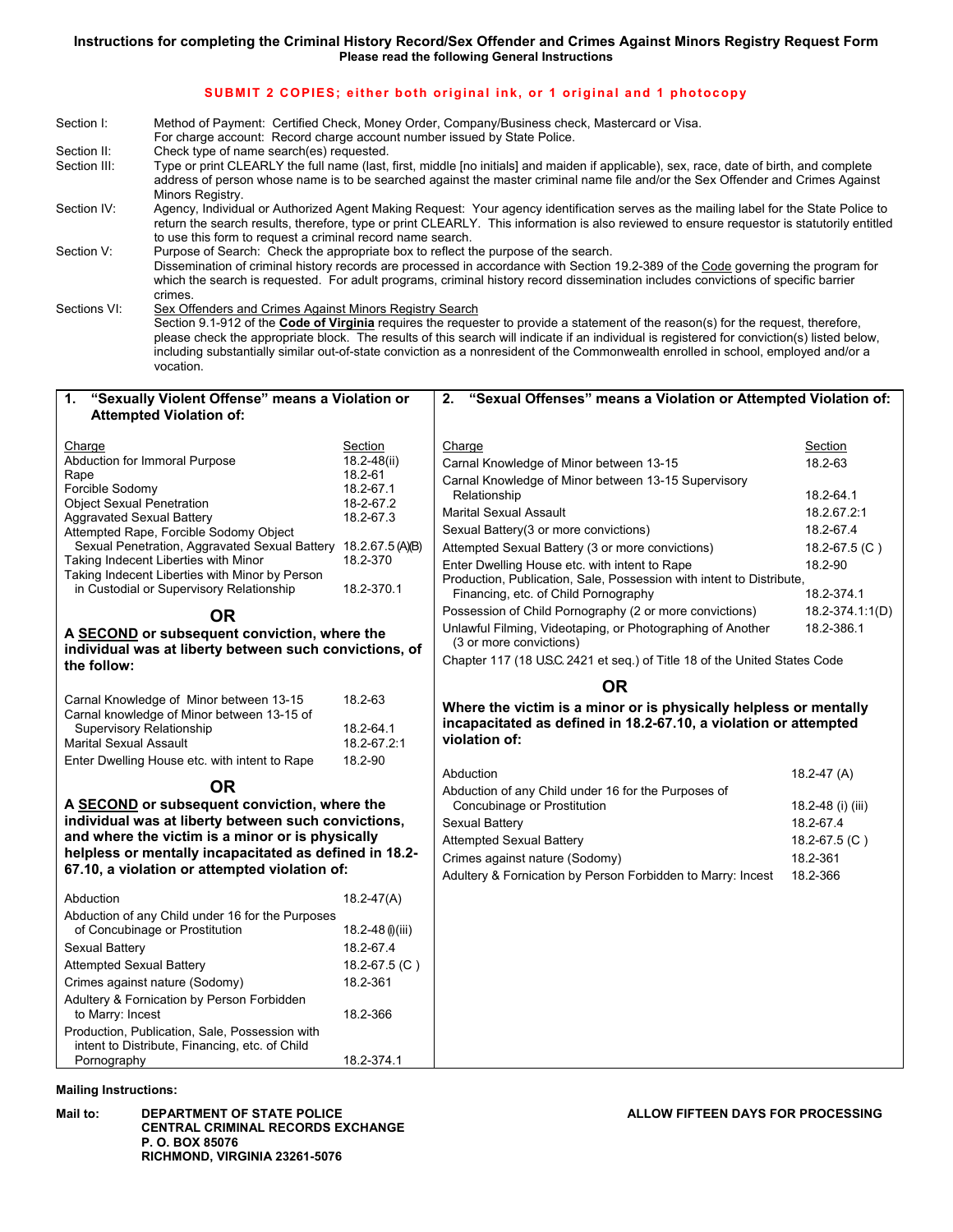**Instructions for completing the Criminal History Record/Sex Offender and Crimes Against Minors Registry Request Form**
**Please read the following General Instructions**

**SUBMIT 2 COPIES; either both original ink, or 1 original and 1 photocopy**

| | |
|---|---|
| Section I: | Method of Payment: Certified Check, Money Order, Company/Business check, Mastercard or Visa. For charge account: Record charge account number issued by State Police. |
| Section II: | Check type of name search(es) requested. |
| Section III: | Type or print CLEARLY the full name (last, first, middle [no initials] and maiden if applicable), sex, race, date of birth, and complete address of person whose name is to be searched against the master criminal name file and/or the Sex Offender and Crimes Against Minors Registry. |
| Section IV: | Agency, Individual or Authorized Agent Making Request: Your agency identification serves as the mailing label for the State Police to return the search results, therefore, type or print CLEARLY. This information is also reviewed to ensure requestor is statutorily entitled to use this form to request a criminal record name search. |
| Section V: | Purpose of Search: Check the appropriate box to reflect the purpose of the search. Dissemination of criminal history records are processed in accordance with Section 19.2-389 of the Code governing the program for which the search is requested. For adult programs, criminal history record dissemination includes convictions of specific barrier crimes. |
| Sections VI: | Sex Offenders and Crimes Against Minors Registry Search<br>Section 9.1-912 of the **Code of Virginia** requires the requester to provide a statement of the reason(s) for the request, therefore, please check the appropriate block. The results of this search will indicate if an individual is registered for conviction(s) listed below, including substantially similar out-of-state conviction as a nonresident of the Commonwealth enrolled in school, employed and/or a vocation. |

## 1. "Sexually Violent Offense" means a Violation or Attempted Violation of:

| Charge | Section |
|---|---|
| Abduction for Immoral Purpose | 18.2-48(ii) |
| Rape | 18.2-61 |
| Forcible Sodomy | 18.2-67.1 |
| Object Sexual Penetration | 18-2-67.2 |
| Aggravated Sexual Battery | 18.2-67.3 |
| Attempted Rape, Forcible Sodomy Object Sexual Penetration, Aggravated Sexual Battery | 18.2.67.5 (A)(B) |
| Taking Indecent Liberties with Minor | 18.2-370 |
| Taking Indecent Liberties with Minor by Person in Custodial or Supervisory Relationship | 18.2-370.1 |

**OR**

**A SECOND or subsequent conviction, where the individual was at liberty between such convictions, of the follow:**

| Charge | Section |
|---|---|
| Carnal Knowledge of Minor between 13-15 | 18.2-63 |
| Carnal knowledge of Minor between 13-15 of Supervisory Relationship | 18.2-64.1 |
| Marital Sexual Assault | 18.2-67.2:1 |
| Enter Dwelling House etc. with intent to Rape | 18.2-90 |

**OR**

**A SECOND or subsequent conviction, where the individual was at liberty between such convictions, and where the victim is a minor or is physically helpless or mentally incapacitated as defined in 18.2-67.10, a violation or attempted violation of:**

| Charge | Section |
|---|---|
| Abduction | 18.2-47(A) |
| Abduction of any Child under 16 for the Purposes of Concubinage or Prostitution | 18.2-48 (i)(iii) |
| Sexual Battery | 18.2-67.4 |
| Attempted Sexual Battery | 18.2-67.5 (C) |
| Crimes against nature (Sodomy) | 18.2-361 |
| Adultery & Fornication by Person Forbidden to Marry: Incest | 18.2-366 |
| Production, Publication, Sale, Possession with intent to Distribute, Financing, etc. of Child Pornography | 18.2-374.1 |

## 2. "Sexual Offenses" means a Violation or Attempted Violation of:

| Charge | Section |
|---|---|
| Carnal Knowledge of Minor between 13-15 | 18.2-63 |
| Carnal Knowledge of Minor between 13-15 Supervisory Relationship | 18.2-64.1 |
| Marital Sexual Assault | 18.2.67.2:1 |
| Sexual Battery(3 or more convictions) | 18.2-67.4 |
| Attempted Sexual Battery (3 or more convictions) | 18.2-67.5 (C) |
| Enter Dwelling House etc. with intent to Rape | 18.2-90 |
| Production, Publication, Sale, Possession with intent to Distribute, Financing, etc. of Child Pornography | 18.2-374.1 |
| Possession of Child Pornography (2 or more convictions) | 18.2-374.1:1(D) |
| Unlawful Filming, Videotaping, or Photographing of Another (3 or more convictions) | 18.2-386.1 |
| Chapter 117 (18 U.S.C. 2421 et seq.) of Title 18 of the United States Code | |

**OR**

**Where the victim is a minor or is physically helpless or mentally incapacitated as defined in 18.2-67.10, a violation or attempted violation of:**

| Charge | Section |
|---|---|
| Abduction | 18.2-47 (A) |
| Abduction of any Child under 16 for the Purposes of Concubinage or Prostitution | 18.2-48 (i) (iii) |
| Sexual Battery | 18.2-67.4 |
| Attempted Sexual Battery | 18.2-67.5 (C) |
| Crimes against nature (Sodomy) | 18.2-361 |
| Adultery & Fornication by Person Forbidden to Marry: Incest | 18.2-366 |

**Mailing Instructions:**

**Mail to:**
**DEPARTMENT OF STATE POLICE**
**CENTRAL CRIMINAL RECORDS EXCHANGE**
**P. O. BOX 85076**
**RICHMOND, VIRGINIA 23261-5076**

**ALLOW FIFTEEN DAYS FOR PROCESSING**